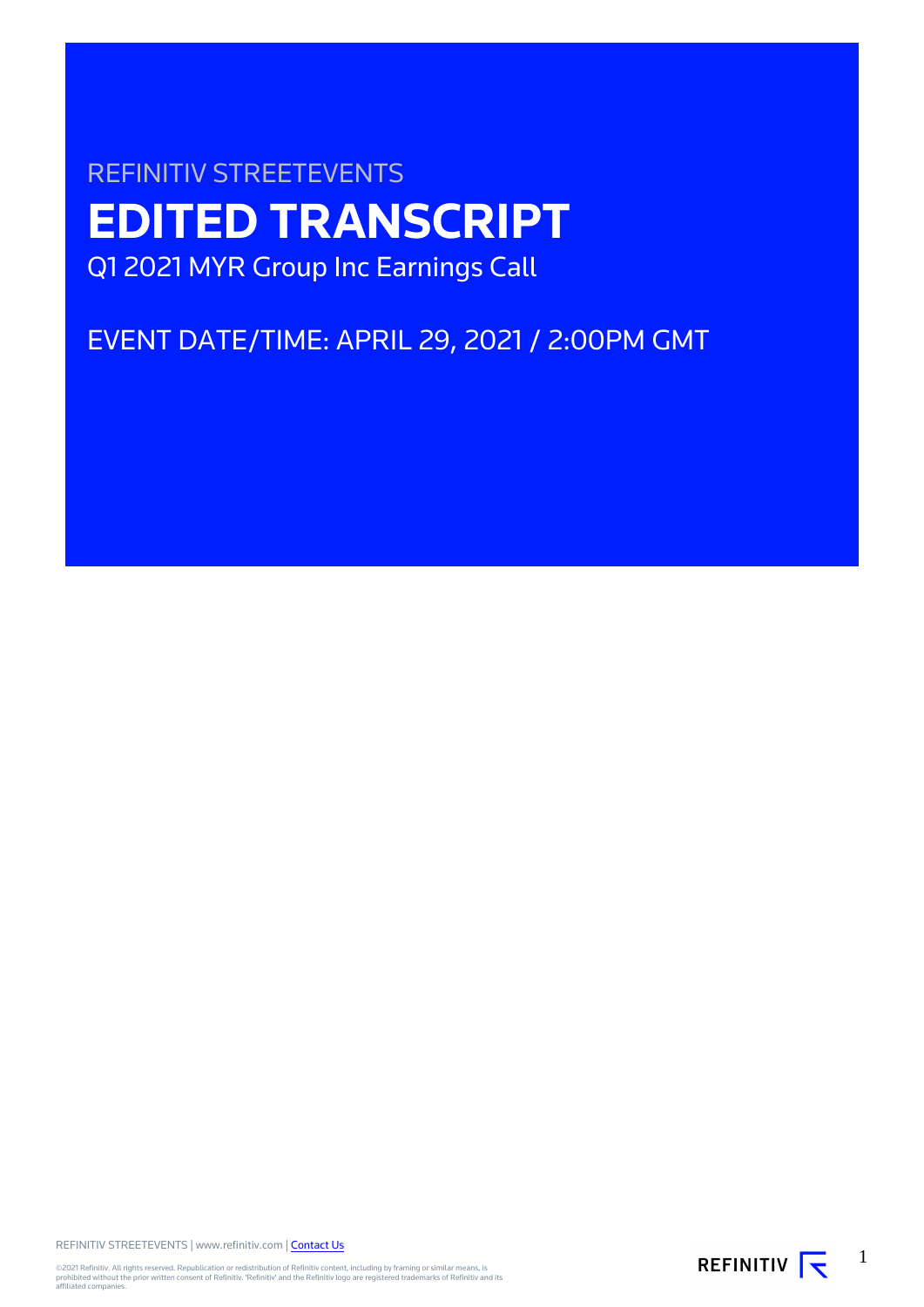REFINITIV STREETEVENTS

# EDITED TRANSCRIPT

Q1 2021 MYR Group Inc Earnings Call

EVENT DATE/TIME: APRIL 29, 2021 / 2:00PM GMT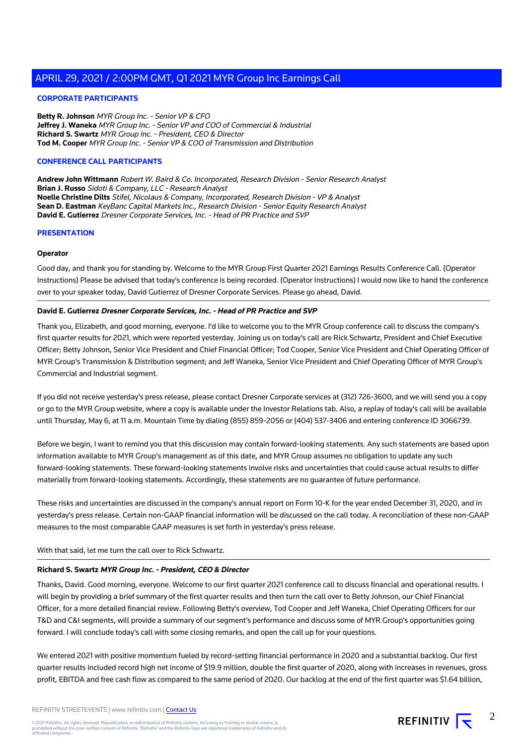## CORPORATE PARTICIPANTS

**Betty R. Johnson** *MYR Group Inc. - Senior VP & CFO*
**Jeffrey J. Waneka** *MYR Group Inc. - Senior VP and COO of Commercial & Industrial*
**Richard S. Swartz** *MYR Group Inc. - President, CEO & Director*
**Tod M. Cooper** *MYR Group Inc. - Senior VP & COO of Transmission and Distribution*

## CONFERENCE CALL PARTICIPANTS

**Andrew John Wittmann** *Robert W. Baird & Co. Incorporated, Research Division - Senior Research Analyst*
**Brian J. Russo** *Sidoti & Company, LLC - Research Analyst*
**Noelle Christine Dilts** *Stifel, Nicolaus & Company, Incorporated, Research Division - VP & Analyst*
**Sean D. Eastman** *KeyBanc Capital Markets Inc., Research Division - Senior Equity Research Analyst*
**David E. Gutierrez** *Dresner Corporate Services, Inc. - Head of PR Practice and SVP*

## PRESENTATION

**Operator**

Good day, and thank you for standing by. Welcome to the MYR Group First Quarter 2021 Earnings Results Conference Call. (Operator Instructions) Please be advised that today's conference is being recorded. (Operator Instructions) I would now like to hand the conference over to your speaker today, David Gutierrez of Dresner Corporate Services. Please go ahead, David.

---

**David E. Gutierrez** ***Dresner Corporate Services, Inc. - Head of PR Practice and SVP***

Thank you, Elizabeth, and good morning, everyone. I'd like to welcome you to the MYR Group conference call to discuss the company's first quarter results for 2021, which were reported yesterday. Joining us on today's call are Rick Schwartz, President and Chief Executive Officer; Betty Johnson, Senior Vice President and Chief Financial Officer; Tod Cooper, Senior Vice President and Chief Operating Officer of MYR Group's Transmission & Distribution segment; and Jeff Waneka, Senior Vice President and Chief Operating Officer of MYR Group's Commercial and Industrial segment.

If you did not receive yesterday's press release, please contact Dresner Corporate services at (312) 726-3600, and we will send you a copy or go to the MYR Group website, where a copy is available under the Investor Relations tab. Also, a replay of today's call will be available until Thursday, May 6, at 11 a.m. Mountain Time by dialing (855) 859-2056 or (404) 537-3406 and entering conference ID 3066739.

Before we begin, I want to remind you that this discussion may contain forward-looking statements. Any such statements are based upon information available to MYR Group's management as of this date, and MYR Group assumes no obligation to update any such forward-looking statements. These forward-looking statements involve risks and uncertainties that could cause actual results to differ materially from forward-looking statements. Accordingly, these statements are no guarantee of future performance.

These risks and uncertainties are discussed in the company's annual report on Form 10-K for the year ended December 31, 2020, and in yesterday's press release. Certain non-GAAP financial information will be discussed on the call today. A reconciliation of these non-GAAP measures to the most comparable GAAP measures is set forth in yesterday's press release.

With that said, let me turn the call over to Rick Schwartz.

---

**Richard S. Swartz** ***MYR Group Inc. - President, CEO & Director***

Thanks, David. Good morning, everyone. Welcome to our first quarter 2021 conference call to discuss financial and operational results. I will begin by providing a brief summary of the first quarter results and then turn the call over to Betty Johnson, our Chief Financial Officer, for a more detailed financial review. Following Betty's overview, Tod Cooper and Jeff Waneka, Chief Operating Officers for our T&D and C&I segments, will provide a summary of our segment's performance and discuss some of MYR Group's opportunities going forward. I will conclude today's call with some closing remarks, and open the call up for your questions.

We entered 2021 with positive momentum fueled by record-setting financial performance in 2020 and a substantial backlog. Our first quarter results included record high net income of $19.9 million, double the first quarter of 2020, along with increases in revenues, gross profit, EBITDA and free cash flow as compared to the same period of 2020. Our backlog at the end of the first quarter was $1.64 billion,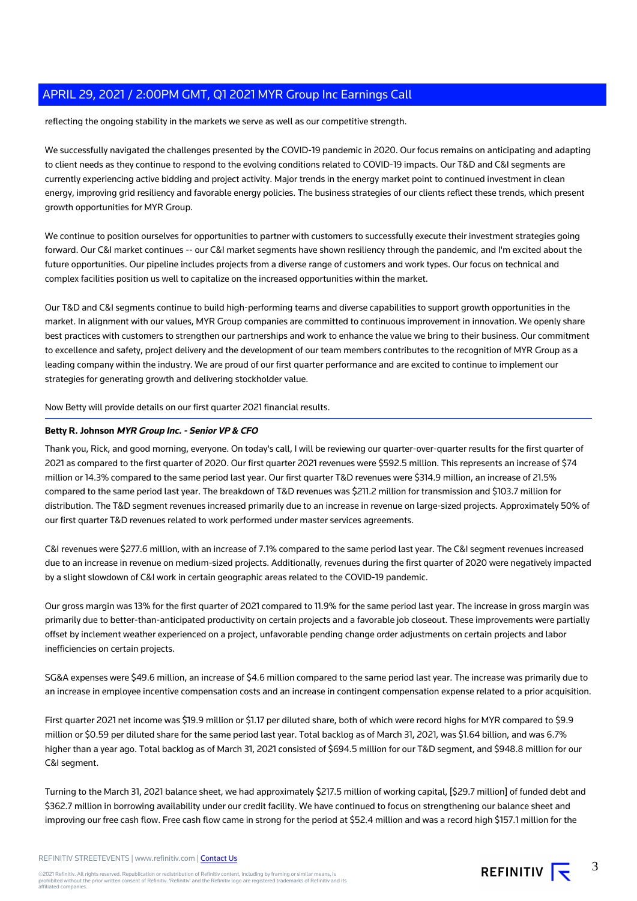reflecting the ongoing stability in the markets we serve as well as our competitive strength.

We successfully navigated the challenges presented by the COVID-19 pandemic in 2020. Our focus remains on anticipating and adapting to client needs as they continue to respond to the evolving conditions related to COVID-19 impacts. Our T&D and C&I segments are currently experiencing active bidding and project activity. Major trends in the energy market point to continued investment in clean energy, improving grid resiliency and favorable energy policies. The business strategies of our clients reflect these trends, which present growth opportunities for MYR Group.

We continue to position ourselves for opportunities to partner with customers to successfully execute their investment strategies going forward. Our C&I market continues -- our C&I market segments have shown resiliency through the pandemic, and I'm excited about the future opportunities. Our pipeline includes projects from a diverse range of customers and work types. Our focus on technical and complex facilities position us well to capitalize on the increased opportunities within the market.

Our T&D and C&I segments continue to build high-performing teams and diverse capabilities to support growth opportunities in the market. In alignment with our values, MYR Group companies are committed to continuous improvement in innovation. We openly share best practices with customers to strengthen our partnerships and work to enhance the value we bring to their business. Our commitment to excellence and safety, project delivery and the development of our team members contributes to the recognition of MYR Group as a leading company within the industry. We are proud of our first quarter performance and are excited to continue to implement our strategies for generating growth and delivering stockholder value.

Now Betty will provide details on our first quarter 2021 financial results.

---

**Betty R. Johnson** ***MYR Group Inc. - Senior VP & CFO***

Thank you, Rick, and good morning, everyone. On today's call, I will be reviewing our quarter-over-quarter results for the first quarter of 2021 as compared to the first quarter of 2020. Our first quarter 2021 revenues were $592.5 million. This represents an increase of $74 million or 14.3% compared to the same period last year. Our first quarter T&D revenues were $314.9 million, an increase of 21.5% compared to the same period last year. The breakdown of T&D revenues was $211.2 million for transmission and $103.7 million for distribution. The T&D segment revenues increased primarily due to an increase in revenue on large-sized projects. Approximately 50% of our first quarter T&D revenues related to work performed under master services agreements.

C&I revenues were $277.6 million, with an increase of 7.1% compared to the same period last year. The C&I segment revenues increased due to an increase in revenue on medium-sized projects. Additionally, revenues during the first quarter of 2020 were negatively impacted by a slight slowdown of C&I work in certain geographic areas related to the COVID-19 pandemic.

Our gross margin was 13% for the first quarter of 2021 compared to 11.9% for the same period last year. The increase in gross margin was primarily due to better-than-anticipated productivity on certain projects and a favorable job closeout. These improvements were partially offset by inclement weather experienced on a project, unfavorable pending change order adjustments on certain projects and labor inefficiencies on certain projects.

SG&A expenses were $49.6 million, an increase of $4.6 million compared to the same period last year. The increase was primarily due to an increase in employee incentive compensation costs and an increase in contingent compensation expense related to a prior acquisition.

First quarter 2021 net income was $19.9 million or $1.17 per diluted share, both of which were record highs for MYR compared to $9.9 million or $0.59 per diluted share for the same period last year. Total backlog as of March 31, 2021, was $1.64 billion, and was 6.7% higher than a year ago. Total backlog as of March 31, 2021 consisted of $694.5 million for our T&D segment, and $948.8 million for our C&I segment.

Turning to the March 31, 2021 balance sheet, we had approximately $217.5 million of working capital, [$29.7 million] of funded debt and $362.7 million in borrowing availability under our credit facility. We have continued to focus on strengthening our balance sheet and improving our free cash flow. Free cash flow came in strong for the period at $52.4 million and was a record high $157.1 million for the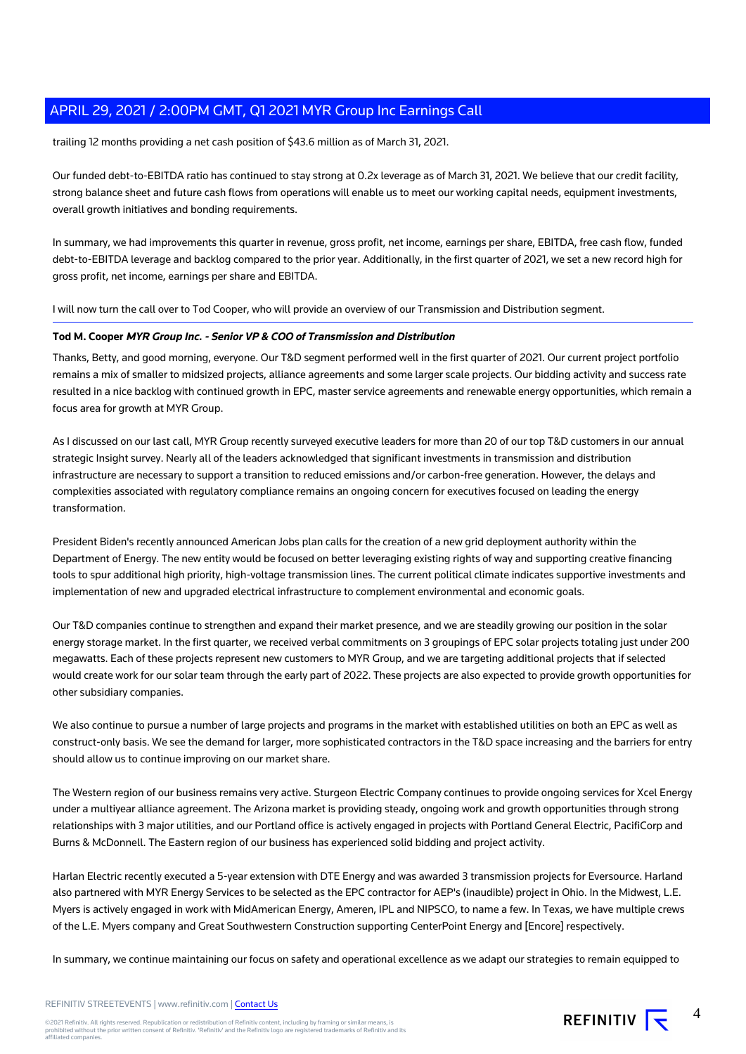trailing 12 months providing a net cash position of $43.6 million as of March 31, 2021.

Our funded debt-to-EBITDA ratio has continued to stay strong at 0.2x leverage as of March 31, 2021. We believe that our credit facility, strong balance sheet and future cash flows from operations will enable us to meet our working capital needs, equipment investments, overall growth initiatives and bonding requirements.

In summary, we had improvements this quarter in revenue, gross profit, net income, earnings per share, EBITDA, free cash flow, funded debt-to-EBITDA leverage and backlog compared to the prior year. Additionally, in the first quarter of 2021, we set a new record high for gross profit, net income, earnings per share and EBITDA.

I will now turn the call over to Tod Cooper, who will provide an overview of our Transmission and Distribution segment.

**Tod M. Cooper** ***MYR Group Inc. - Senior VP & COO of Transmission and Distribution***

Thanks, Betty, and good morning, everyone. Our T&D segment performed well in the first quarter of 2021. Our current project portfolio remains a mix of smaller to midsized projects, alliance agreements and some larger scale projects. Our bidding activity and success rate resulted in a nice backlog with continued growth in EPC, master service agreements and renewable energy opportunities, which remain a focus area for growth at MYR Group.

As I discussed on our last call, MYR Group recently surveyed executive leaders for more than 20 of our top T&D customers in our annual strategic Insight survey. Nearly all of the leaders acknowledged that significant investments in transmission and distribution infrastructure are necessary to support a transition to reduced emissions and/or carbon-free generation. However, the delays and complexities associated with regulatory compliance remains an ongoing concern for executives focused on leading the energy transformation.

President Biden's recently announced American Jobs plan calls for the creation of a new grid deployment authority within the Department of Energy. The new entity would be focused on better leveraging existing rights of way and supporting creative financing tools to spur additional high priority, high-voltage transmission lines. The current political climate indicates supportive investments and implementation of new and upgraded electrical infrastructure to complement environmental and economic goals.

Our T&D companies continue to strengthen and expand their market presence, and we are steadily growing our position in the solar energy storage market. In the first quarter, we received verbal commitments on 3 groupings of EPC solar projects totaling just under 200 megawatts. Each of these projects represent new customers to MYR Group, and we are targeting additional projects that if selected would create work for our solar team through the early part of 2022. These projects are also expected to provide growth opportunities for other subsidiary companies.

We also continue to pursue a number of large projects and programs in the market with established utilities on both an EPC as well as construct-only basis. We see the demand for larger, more sophisticated contractors in the T&D space increasing and the barriers for entry should allow us to continue improving on our market share.

The Western region of our business remains very active. Sturgeon Electric Company continues to provide ongoing services for Xcel Energy under a multiyear alliance agreement. The Arizona market is providing steady, ongoing work and growth opportunities through strong relationships with 3 major utilities, and our Portland office is actively engaged in projects with Portland General Electric, PacifiCorp and Burns & McDonnell. The Eastern region of our business has experienced solid bidding and project activity.

Harlan Electric recently executed a 5-year extension with DTE Energy and was awarded 3 transmission projects for Eversource. Harland also partnered with MYR Energy Services to be selected as the EPC contractor for AEP's (inaudible) project in Ohio. In the Midwest, L.E. Myers is actively engaged in work with MidAmerican Energy, Ameren, IPL and NIPSCO, to name a few. In Texas, we have multiple crews of the L.E. Myers company and Great Southwestern Construction supporting CenterPoint Energy and [Encore] respectively.

In summary, we continue maintaining our focus on safety and operational excellence as we adapt our strategies to remain equipped to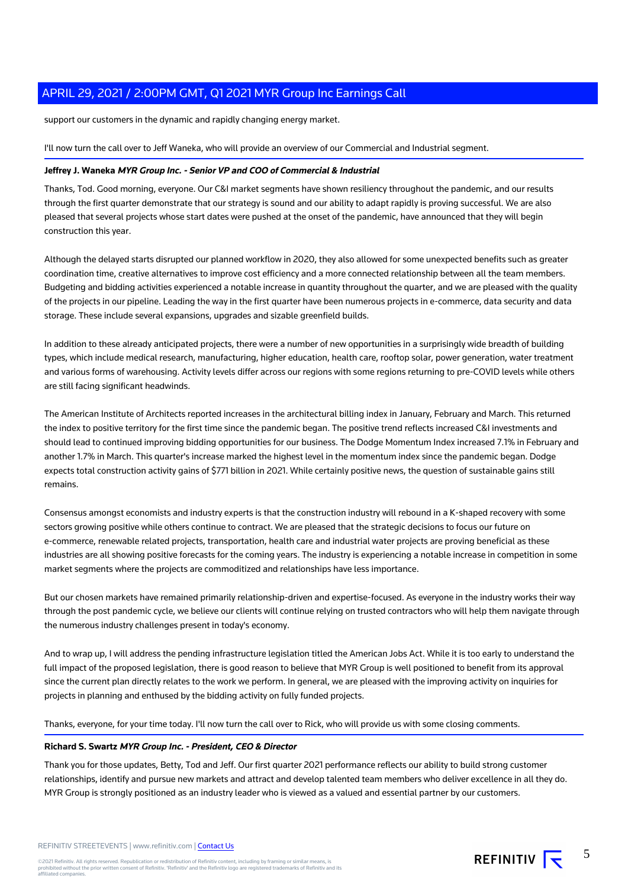support our customers in the dynamic and rapidly changing energy market.

I'll now turn the call over to Jeff Waneka, who will provide an overview of our Commercial and Industrial segment.

**Jeffrey J. Waneka** ***MYR Group Inc. - Senior VP and COO of Commercial & Industrial***

Thanks, Tod. Good morning, everyone. Our C&I market segments have shown resiliency throughout the pandemic, and our results through the first quarter demonstrate that our strategy is sound and our ability to adapt rapidly is proving successful. We are also pleased that several projects whose start dates were pushed at the onset of the pandemic, have announced that they will begin construction this year.

Although the delayed starts disrupted our planned workflow in 2020, they also allowed for some unexpected benefits such as greater coordination time, creative alternatives to improve cost efficiency and a more connected relationship between all the team members. Budgeting and bidding activities experienced a notable increase in quantity throughout the quarter, and we are pleased with the quality of the projects in our pipeline. Leading the way in the first quarter have been numerous projects in e-commerce, data security and data storage. These include several expansions, upgrades and sizable greenfield builds.

In addition to these already anticipated projects, there were a number of new opportunities in a surprisingly wide breadth of building types, which include medical research, manufacturing, higher education, health care, rooftop solar, power generation, water treatment and various forms of warehousing. Activity levels differ across our regions with some regions returning to pre-COVID levels while others are still facing significant headwinds.

The American Institute of Architects reported increases in the architectural billing index in January, February and March. This returned the index to positive territory for the first time since the pandemic began. The positive trend reflects increased C&I investments and should lead to continued improving bidding opportunities for our business. The Dodge Momentum Index increased 7.1% in February and another 1.7% in March. This quarter's increase marked the highest level in the momentum index since the pandemic began. Dodge expects total construction activity gains of $771 billion in 2021. While certainly positive news, the question of sustainable gains still remains.

Consensus amongst economists and industry experts is that the construction industry will rebound in a K-shaped recovery with some sectors growing positive while others continue to contract. We are pleased that the strategic decisions to focus our future on e-commerce, renewable related projects, transportation, health care and industrial water projects are proving beneficial as these industries are all showing positive forecasts for the coming years. The industry is experiencing a notable increase in competition in some market segments where the projects are commoditized and relationships have less importance.

But our chosen markets have remained primarily relationship-driven and expertise-focused. As everyone in the industry works their way through the post pandemic cycle, we believe our clients will continue relying on trusted contractors who will help them navigate through the numerous industry challenges present in today's economy.

And to wrap up, I will address the pending infrastructure legislation titled the American Jobs Act. While it is too early to understand the full impact of the proposed legislation, there is good reason to believe that MYR Group is well positioned to benefit from its approval since the current plan directly relates to the work we perform. In general, we are pleased with the improving activity on inquiries for projects in planning and enthused by the bidding activity on fully funded projects.

Thanks, everyone, for your time today. I'll now turn the call over to Rick, who will provide us with some closing comments.

**Richard S. Swartz** ***MYR Group Inc. - President, CEO & Director***

Thank you for those updates, Betty, Tod and Jeff. Our first quarter 2021 performance reflects our ability to build strong customer relationships, identify and pursue new markets and attract and develop talented team members who deliver excellence in all they do. MYR Group is strongly positioned as an industry leader who is viewed as a valued and essential partner by our customers.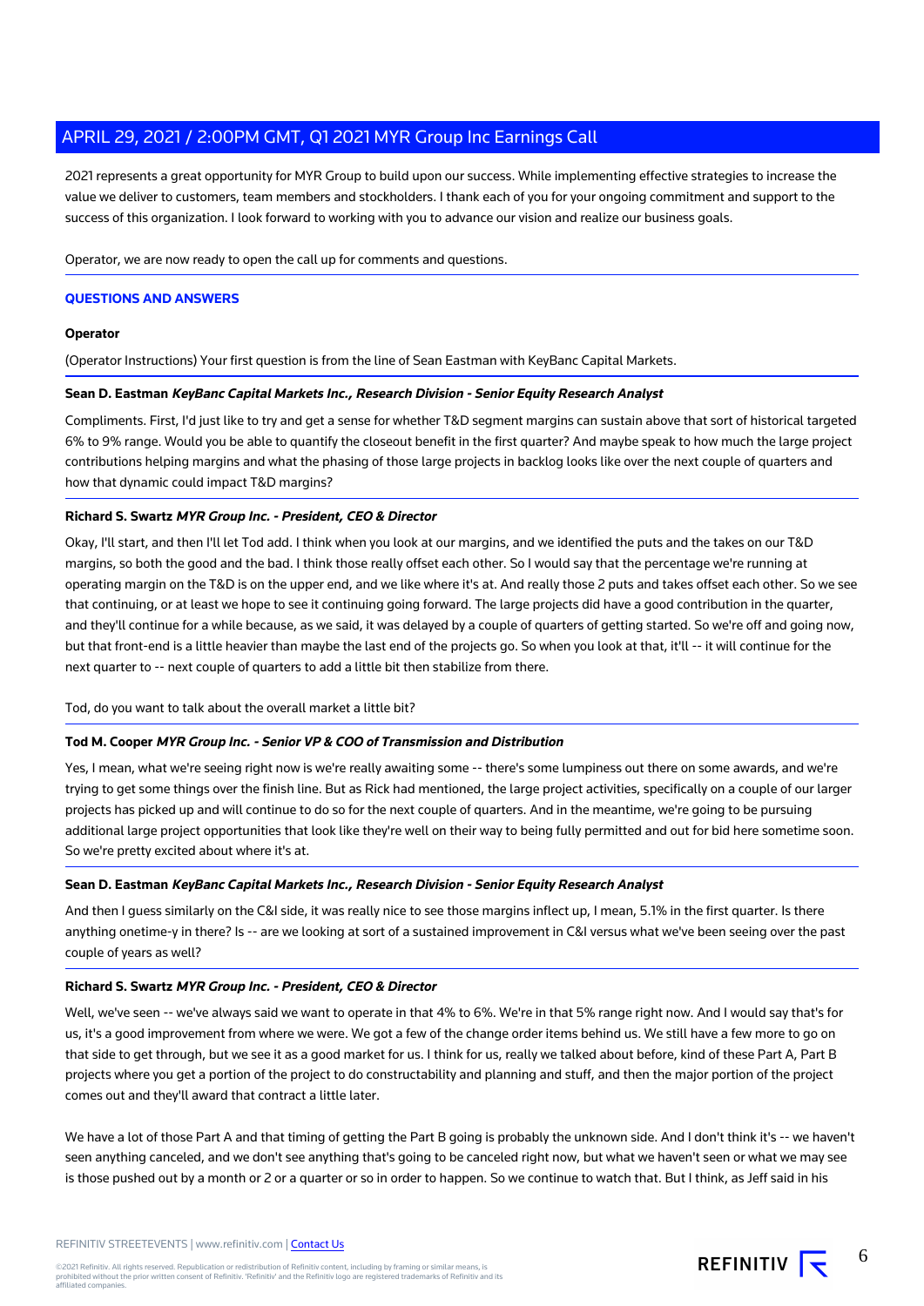2021 represents a great opportunity for MYR Group to build upon our success. While implementing effective strategies to increase the value we deliver to customers, team members and stockholders. I thank each of you for your ongoing commitment and support to the success of this organization. I look forward to working with you to advance our vision and realize our business goals.

Operator, we are now ready to open the call up for comments and questions.

## QUESTIONS AND ANSWERS

**Operator**

(Operator Instructions) Your first question is from the line of Sean Eastman with KeyBanc Capital Markets.

**Sean D. Eastman** ***KeyBanc Capital Markets Inc., Research Division - Senior Equity Research Analyst***

Compliments. First, I'd just like to try and get a sense for whether T&D segment margins can sustain above that sort of historical targeted 6% to 9% range. Would you be able to quantify the closeout benefit in the first quarter? And maybe speak to how much the large project contributions helping margins and what the phasing of those large projects in backlog looks like over the next couple of quarters and how that dynamic could impact T&D margins?

**Richard S. Swartz** ***MYR Group Inc. - President, CEO & Director***

Okay, I'll start, and then I'll let Tod add. I think when you look at our margins, and we identified the puts and the takes on our T&D margins, so both the good and the bad. I think those really offset each other. So I would say that the percentage we're running at operating margin on the T&D is on the upper end, and we like where it's at. And really those 2 puts and takes offset each other. So we see that continuing, or at least we hope to see it continuing going forward. The large projects did have a good contribution in the quarter, and they'll continue for a while because, as we said, it was delayed by a couple of quarters of getting started. So we're off and going now, but that front-end is a little heavier than maybe the last end of the projects go. So when you look at that, it'll -- it will continue for the next quarter to -- next couple of quarters to add a little bit then stabilize from there.

Tod, do you want to talk about the overall market a little bit?

**Tod M. Cooper** ***MYR Group Inc. - Senior VP & COO of Transmission and Distribution***

Yes, I mean, what we're seeing right now is we're really awaiting some -- there's some lumpiness out there on some awards, and we're trying to get some things over the finish line. But as Rick had mentioned, the large project activities, specifically on a couple of our larger projects has picked up and will continue to do so for the next couple of quarters. And in the meantime, we're going to be pursuing additional large project opportunities that look like they're well on their way to being fully permitted and out for bid here sometime soon. So we're pretty excited about where it's at.

**Sean D. Eastman** ***KeyBanc Capital Markets Inc., Research Division - Senior Equity Research Analyst***

And then I guess similarly on the C&I side, it was really nice to see those margins inflect up, I mean, 5.1% in the first quarter. Is there anything onetime-y in there? Is -- are we looking at sort of a sustained improvement in C&I versus what we've been seeing over the past couple of years as well?

**Richard S. Swartz** ***MYR Group Inc. - President, CEO & Director***

Well, we've seen -- we've always said we want to operate in that 4% to 6%. We're in that 5% range right now. And I would say that's for us, it's a good improvement from where we were. We got a few of the change order items behind us. We still have a few more to go on that side to get through, but we see it as a good market for us. I think for us, really we talked about before, kind of these Part A, Part B projects where you get a portion of the project to do constructability and planning and stuff, and then the major portion of the project comes out and they'll award that contract a little later.

We have a lot of those Part A and that timing of getting the Part B going is probably the unknown side. And I don't think it's -- we haven't seen anything canceled, and we don't see anything that's going to be canceled right now, but what we haven't seen or what we may see is those pushed out by a month or 2 or a quarter or so in order to happen. So we continue to watch that. But I think, as Jeff said in his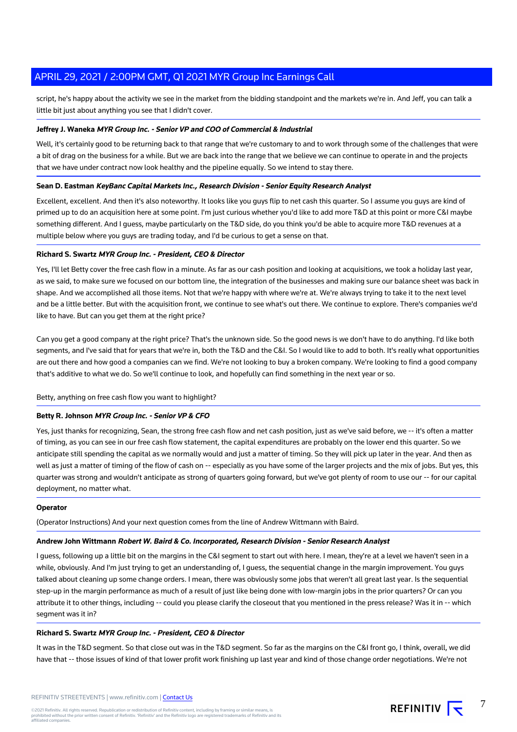script, he's happy about the activity we see in the market from the bidding standpoint and the markets we're in. And Jeff, you can talk a little bit just about anything you see that I didn't cover.

**Jeffrey J. Waneka** ***MYR Group Inc. - Senior VP and COO of Commercial & Industrial***

Well, it's certainly good to be returning back to that range that we're customary to and to work through some of the challenges that were a bit of drag on the business for a while. But we are back into the range that we believe we can continue to operate in and the projects that we have under contract now look healthy and the pipeline equally. So we intend to stay there.

**Sean D. Eastman** ***KeyBanc Capital Markets Inc., Research Division - Senior Equity Research Analyst***

Excellent, excellent. And then it's also noteworthy. It looks like you guys flip to net cash this quarter. So I assume you guys are kind of primed up to do an acquisition here at some point. I'm just curious whether you'd like to add more T&D at this point or more C&I maybe something different. And I guess, maybe particularly on the T&D side, do you think you'd be able to acquire more T&D revenues at a multiple below where you guys are trading today, and I'd be curious to get a sense on that.

**Richard S. Swartz** ***MYR Group Inc. - President, CEO & Director***

Yes, I'll let Betty cover the free cash flow in a minute. As far as our cash position and looking at acquisitions, we took a holiday last year, as we said, to make sure we focused on our bottom line, the integration of the businesses and making sure our balance sheet was back in shape. And we accomplished all those items. Not that we're happy with where we're at. We're always trying to take it to the next level and be a little better. But with the acquisition front, we continue to see what's out there. We continue to explore. There's companies we'd like to have. But can you get them at the right price?

Can you get a good company at the right price? That's the unknown side. So the good news is we don't have to do anything. I'd like both segments, and I've said that for years that we're in, both the T&D and the C&I. So I would like to add to both. It's really what opportunities are out there and how good a companies can we find. We're not looking to buy a broken company. We're looking to find a good company that's additive to what we do. So we'll continue to look, and hopefully can find something in the next year or so.

Betty, anything on free cash flow you want to highlight?

**Betty R. Johnson** ***MYR Group Inc. - Senior VP & CFO***

Yes, just thanks for recognizing, Sean, the strong free cash flow and net cash position, just as we've said before, we -- it's often a matter of timing, as you can see in our free cash flow statement, the capital expenditures are probably on the lower end this quarter. So we anticipate still spending the capital as we normally would and just a matter of timing. So they will pick up later in the year. And then as well as just a matter of timing of the flow of cash on -- especially as you have some of the larger projects and the mix of jobs. But yes, this quarter was strong and wouldn't anticipate as strong of quarters going forward, but we've got plenty of room to use our -- for our capital deployment, no matter what.

**Operator**

(Operator Instructions) And your next question comes from the line of Andrew Wittmann with Baird.

**Andrew John Wittmann** ***Robert W. Baird & Co. Incorporated, Research Division - Senior Research Analyst***

I guess, following up a little bit on the margins in the C&I segment to start out with here. I mean, they're at a level we haven't seen in a while, obviously. And I'm just trying to get an understanding of, I guess, the sequential change in the margin improvement. You guys talked about cleaning up some change orders. I mean, there was obviously some jobs that weren't all great last year. Is the sequential step-up in the margin performance as much of a result of just like being done with low-margin jobs in the prior quarters? Or can you attribute it to other things, including -- could you please clarify the closeout that you mentioned in the press release? Was it in -- which segment was it in?

**Richard S. Swartz** ***MYR Group Inc. - President, CEO & Director***

It was in the T&D segment. So that close out was in the T&D segment. So far as the margins on the C&I front go, I think, overall, we did have that -- those issues of kind of that lower profit work finishing up last year and kind of those change order negotiations. We're not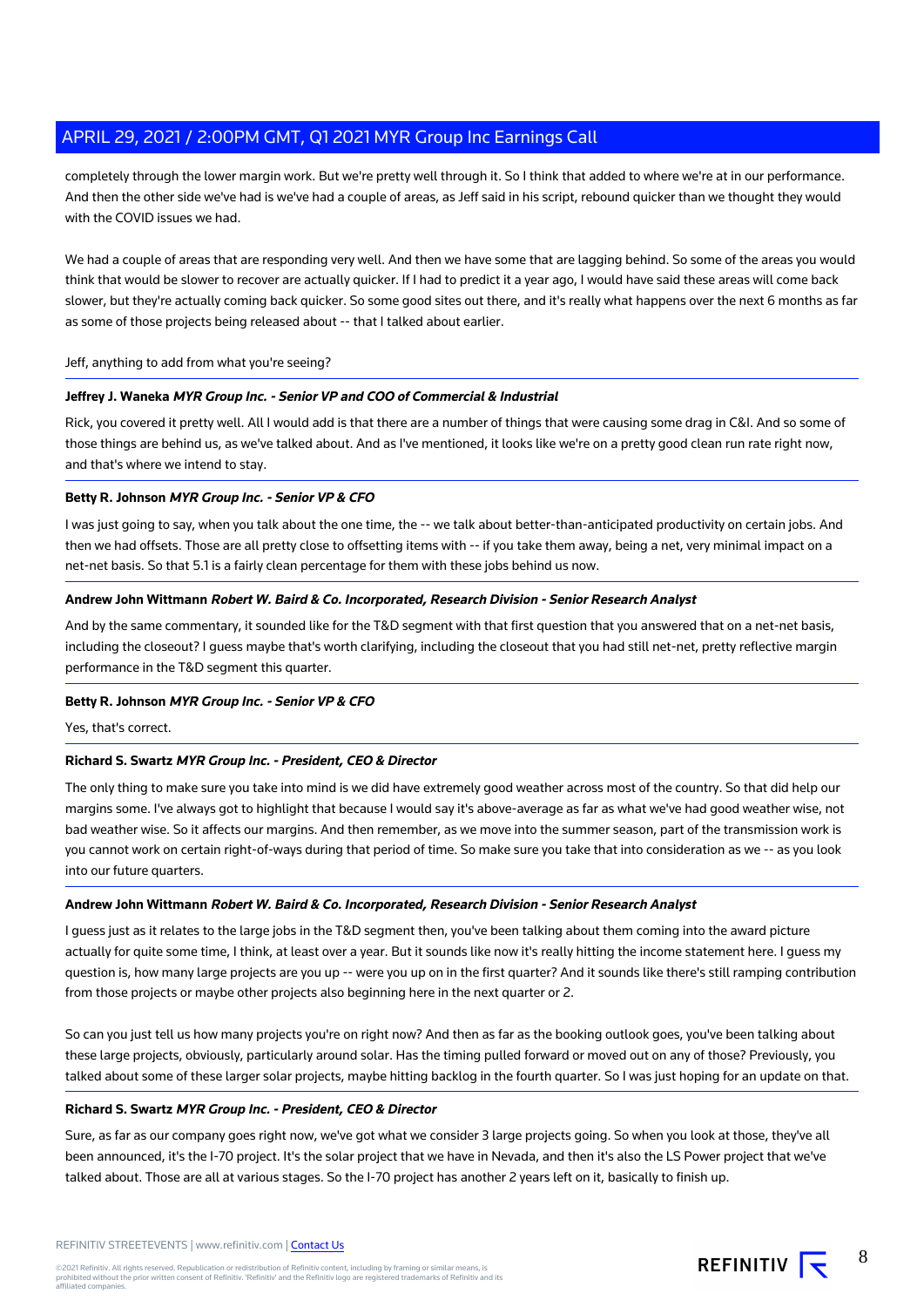completely through the lower margin work. But we're pretty well through it. So I think that added to where we're at in our performance. And then the other side we've had is we've had a couple of areas, as Jeff said in his script, rebound quicker than we thought they would with the COVID issues we had.

We had a couple of areas that are responding very well. And then we have some that are lagging behind. So some of the areas you would think that would be slower to recover are actually quicker. If I had to predict it a year ago, I would have said these areas will come back slower, but they're actually coming back quicker. So some good sites out there, and it's really what happens over the next 6 months as far as some of those projects being released about -- that I talked about earlier.

Jeff, anything to add from what you're seeing?

**Jeffrey J. Waneka** ***MYR Group Inc. - Senior VP and COO of Commercial & Industrial***

Rick, you covered it pretty well. All I would add is that there are a number of things that were causing some drag in C&I. And so some of those things are behind us, as we've talked about. And as I've mentioned, it looks like we're on a pretty good clean run rate right now, and that's where we intend to stay.

**Betty R. Johnson** ***MYR Group Inc. - Senior VP & CFO***

I was just going to say, when you talk about the one time, the -- we talk about better-than-anticipated productivity on certain jobs. And then we had offsets. Those are all pretty close to offsetting items with -- if you take them away, being a net, very minimal impact on a net-net basis. So that 5.1 is a fairly clean percentage for them with these jobs behind us now.

**Andrew John Wittmann** ***Robert W. Baird & Co. Incorporated, Research Division - Senior Research Analyst***

And by the same commentary, it sounded like for the T&D segment with that first question that you answered that on a net-net basis, including the closeout? I guess maybe that's worth clarifying, including the closeout that you had still net-net, pretty reflective margin performance in the T&D segment this quarter.

**Betty R. Johnson** ***MYR Group Inc. - Senior VP & CFO***

Yes, that's correct.

**Richard S. Swartz** ***MYR Group Inc. - President, CEO & Director***

The only thing to make sure you take into mind is we did have extremely good weather across most of the country. So that did help our margins some. I've always got to highlight that because I would say it's above-average as far as what we've had good weather wise, not bad weather wise. So it affects our margins. And then remember, as we move into the summer season, part of the transmission work is you cannot work on certain right-of-ways during that period of time. So make sure you take that into consideration as we -- as you look into our future quarters.

**Andrew John Wittmann** ***Robert W. Baird & Co. Incorporated, Research Division - Senior Research Analyst***

I guess just as it relates to the large jobs in the T&D segment then, you've been talking about them coming into the award picture actually for quite some time, I think, at least over a year. But it sounds like now it's really hitting the income statement here. I guess my question is, how many large projects are you up -- were you up on in the first quarter? And it sounds like there's still ramping contribution from those projects or maybe other projects also beginning here in the next quarter or 2.

So can you just tell us how many projects you're on right now? And then as far as the booking outlook goes, you've been talking about these large projects, obviously, particularly around solar. Has the timing pulled forward or moved out on any of those? Previously, you talked about some of these larger solar projects, maybe hitting backlog in the fourth quarter. So I was just hoping for an update on that.

**Richard S. Swartz** ***MYR Group Inc. - President, CEO & Director***

Sure, as far as our company goes right now, we've got what we consider 3 large projects going. So when you look at those, they've all been announced, it's the I-70 project. It's the solar project that we have in Nevada, and then it's also the LS Power project that we've talked about. Those are all at various stages. So the I-70 project has another 2 years left on it, basically to finish up.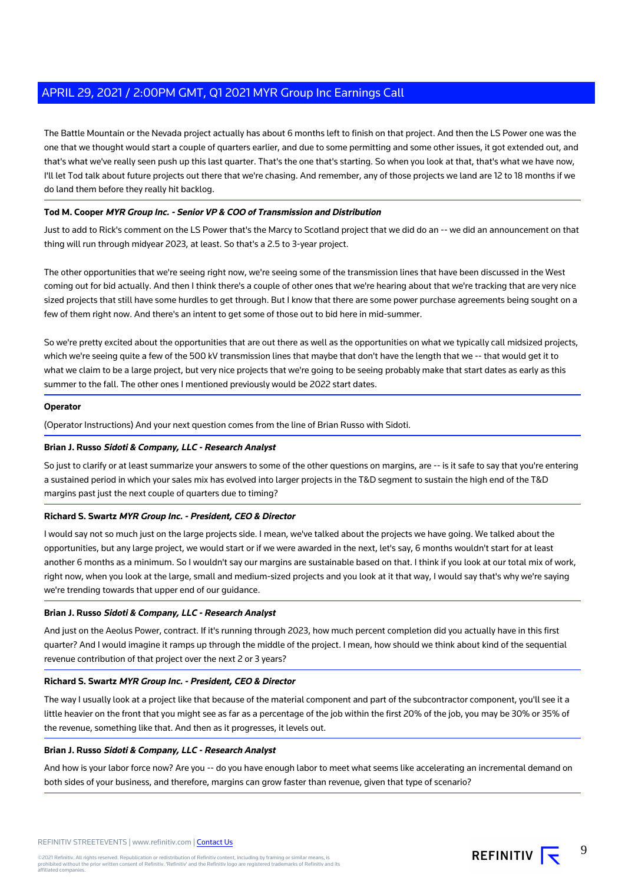The Battle Mountain or the Nevada project actually has about 6 months left to finish on that project. And then the LS Power one was the one that we thought would start a couple of quarters earlier, and due to some permitting and some other issues, it got extended out, and that's what we've really seen push up this last quarter. That's the one that's starting. So when you look at that, that's what we have now, I'll let Tod talk about future projects out there that we're chasing. And remember, any of those projects we land are 12 to 18 months if we do land them before they really hit backlog.

**Tod M. Cooper** ***MYR Group Inc. - Senior VP & COO of Transmission and Distribution***

Just to add to Rick's comment on the LS Power that's the Marcy to Scotland project that we did do an -- we did an announcement on that thing will run through midyear 2023, at least. So that's a 2.5 to 3-year project.

The other opportunities that we're seeing right now, we're seeing some of the transmission lines that have been discussed in the West coming out for bid actually. And then I think there's a couple of other ones that we're hearing about that we're tracking that are very nice sized projects that still have some hurdles to get through. But I know that there are some power purchase agreements being sought on a few of them right now. And there's an intent to get some of those out to bid here in mid-summer.

So we're pretty excited about the opportunities that are out there as well as the opportunities on what we typically call midsized projects, which we're seeing quite a few of the 500 kV transmission lines that maybe that don't have the length that we -- that would get it to what we claim to be a large project, but very nice projects that we're going to be seeing probably make that start dates as early as this summer to the fall. The other ones I mentioned previously would be 2022 start dates.

**Operator**

(Operator Instructions) And your next question comes from the line of Brian Russo with Sidoti.

**Brian J. Russo** ***Sidoti & Company, LLC - Research Analyst***

So just to clarify or at least summarize your answers to some of the other questions on margins, are -- is it safe to say that you're entering a sustained period in which your sales mix has evolved into larger projects in the T&D segment to sustain the high end of the T&D margins past just the next couple of quarters due to timing?

**Richard S. Swartz** ***MYR Group Inc. - President, CEO & Director***

I would say not so much just on the large projects side. I mean, we've talked about the projects we have going. We talked about the opportunities, but any large project, we would start or if we were awarded in the next, let's say, 6 months wouldn't start for at least another 6 months as a minimum. So I wouldn't say our margins are sustainable based on that. I think if you look at our total mix of work, right now, when you look at the large, small and medium-sized projects and you look at it that way, I would say that's why we're saying we're trending towards that upper end of our guidance.

**Brian J. Russo** ***Sidoti & Company, LLC - Research Analyst***

And just on the Aeolus Power, contract. If it's running through 2023, how much percent completion did you actually have in this first quarter? And I would imagine it ramps up through the middle of the project. I mean, how should we think about kind of the sequential revenue contribution of that project over the next 2 or 3 years?

**Richard S. Swartz** ***MYR Group Inc. - President, CEO & Director***

The way I usually look at a project like that because of the material component and part of the subcontractor component, you'll see it a little heavier on the front that you might see as far as a percentage of the job within the first 20% of the job, you may be 30% or 35% of the revenue, something like that. And then as it progresses, it levels out.

**Brian J. Russo** ***Sidoti & Company, LLC - Research Analyst***

And how is your labor force now? Are you -- do you have enough labor to meet what seems like accelerating an incremental demand on both sides of your business, and therefore, margins can grow faster than revenue, given that type of scenario?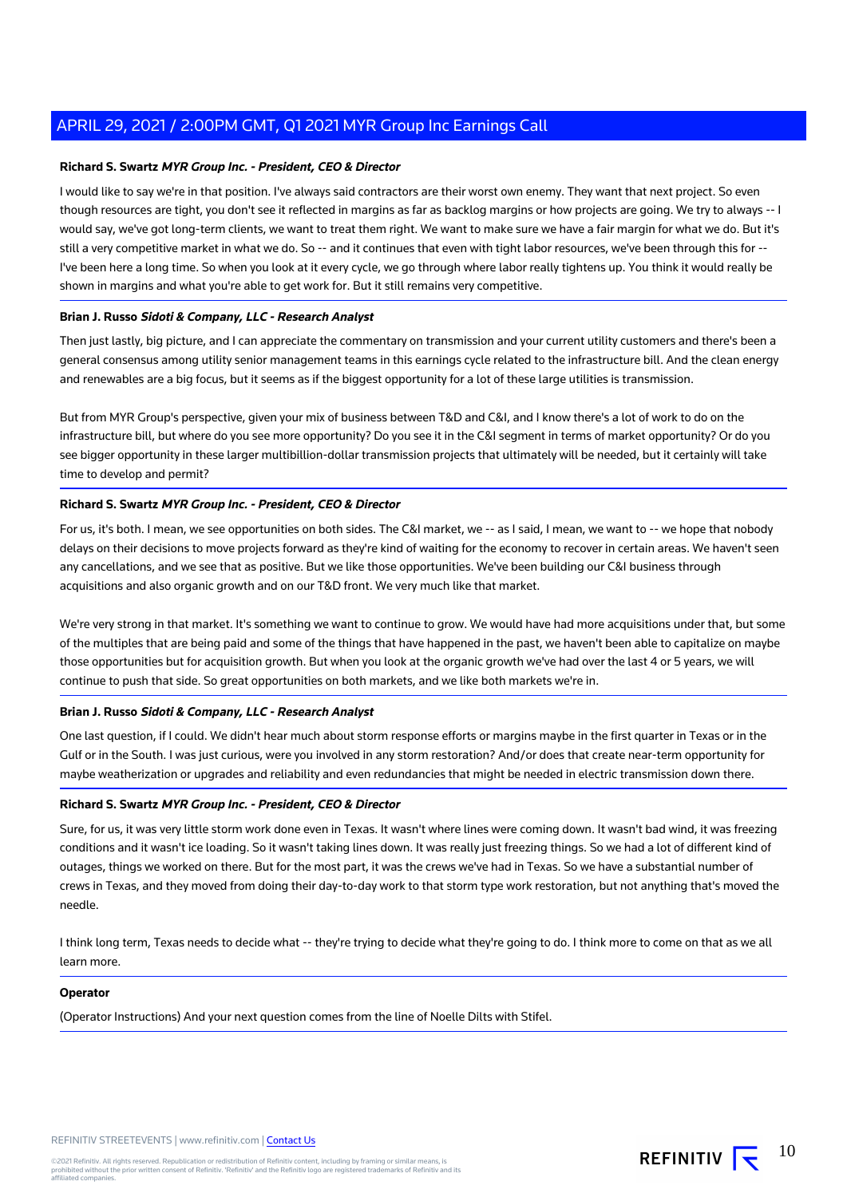**Richard S. Swartz** ***MYR Group Inc. - President, CEO & Director***

I would like to say we're in that position. I've always said contractors are their worst own enemy. They want that next project. So even though resources are tight, you don't see it reflected in margins as far as backlog margins or how projects are going. We try to always -- I would say, we've got long-term clients, we want to treat them right. We want to make sure we have a fair margin for what we do. But it's still a very competitive market in what we do. So -- and it continues that even with tight labor resources, we've been through this for -- I've been here a long time. So when you look at it every cycle, we go through where labor really tightens up. You think it would really be shown in margins and what you're able to get work for. But it still remains very competitive.

**Brian J. Russo** ***Sidoti & Company, LLC - Research Analyst***

Then just lastly, big picture, and I can appreciate the commentary on transmission and your current utility customers and there's been a general consensus among utility senior management teams in this earnings cycle related to the infrastructure bill. And the clean energy and renewables are a big focus, but it seems as if the biggest opportunity for a lot of these large utilities is transmission.

But from MYR Group's perspective, given your mix of business between T&D and C&I, and I know there's a lot of work to do on the infrastructure bill, but where do you see more opportunity? Do you see it in the C&I segment in terms of market opportunity? Or do you see bigger opportunity in these larger multibillion-dollar transmission projects that ultimately will be needed, but it certainly will take time to develop and permit?

**Richard S. Swartz** ***MYR Group Inc. - President, CEO & Director***

For us, it's both. I mean, we see opportunities on both sides. The C&I market, we -- as I said, I mean, we want to -- we hope that nobody delays on their decisions to move projects forward as they're kind of waiting for the economy to recover in certain areas. We haven't seen any cancellations, and we see that as positive. But we like those opportunities. We've been building our C&I business through acquisitions and also organic growth and on our T&D front. We very much like that market.

We're very strong in that market. It's something we want to continue to grow. We would have had more acquisitions under that, but some of the multiples that are being paid and some of the things that have happened in the past, we haven't been able to capitalize on maybe those opportunities but for acquisition growth. But when you look at the organic growth we've had over the last 4 or 5 years, we will continue to push that side. So great opportunities on both markets, and we like both markets we're in.

**Brian J. Russo** ***Sidoti & Company, LLC - Research Analyst***

One last question, if I could. We didn't hear much about storm response efforts or margins maybe in the first quarter in Texas or in the Gulf or in the South. I was just curious, were you involved in any storm restoration? And/or does that create near-term opportunity for maybe weatherization or upgrades and reliability and even redundancies that might be needed in electric transmission down there.

**Richard S. Swartz** ***MYR Group Inc. - President, CEO & Director***

Sure, for us, it was very little storm work done even in Texas. It wasn't where lines were coming down. It wasn't bad wind, it was freezing conditions and it wasn't ice loading. So it wasn't taking lines down. It was really just freezing things. So we had a lot of different kind of outages, things we worked on there. But for the most part, it was the crews we've had in Texas. So we have a substantial number of crews in Texas, and they moved from doing their day-to-day work to that storm type work restoration, but not anything that's moved the needle.

I think long term, Texas needs to decide what -- they're trying to decide what they're going to do. I think more to come on that as we all learn more.

**Operator**

(Operator Instructions) And your next question comes from the line of Noelle Dilts with Stifel.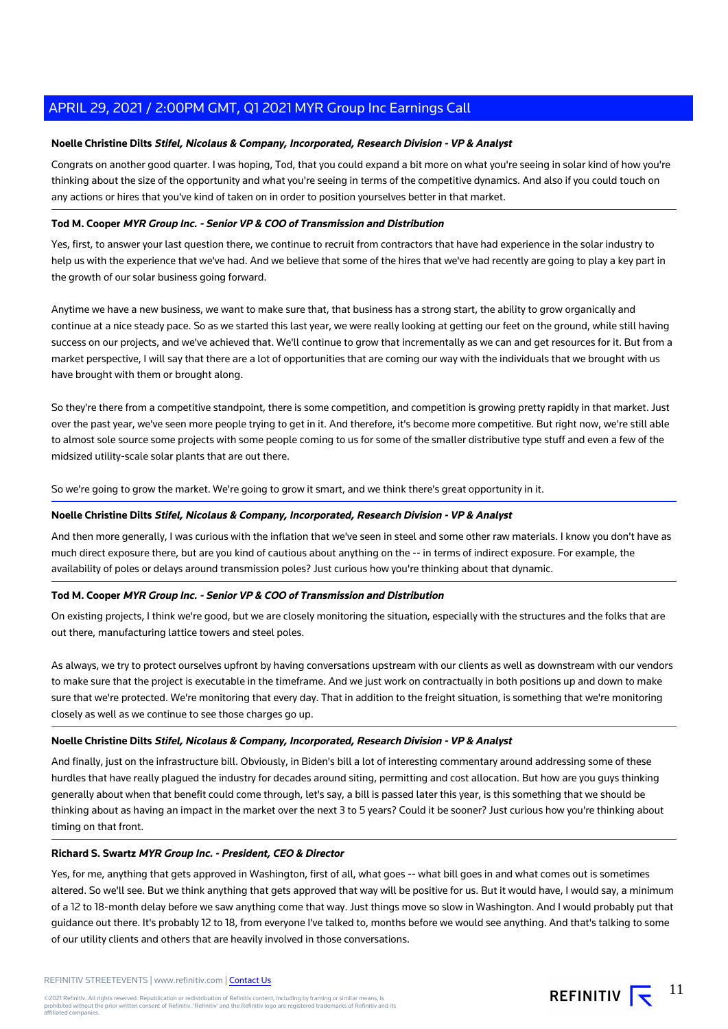**Noelle Christine Dilts** ***Stifel, Nicolaus & Company, Incorporated, Research Division - VP & Analyst***

Congrats on another good quarter. I was hoping, Tod, that you could expand a bit more on what you're seeing in solar kind of how you're thinking about the size of the opportunity and what you're seeing in terms of the competitive dynamics. And also if you could touch on any actions or hires that you've kind of taken on in order to position yourselves better in that market.

**Tod M. Cooper** ***MYR Group Inc. - Senior VP & COO of Transmission and Distribution***

Yes, first, to answer your last question there, we continue to recruit from contractors that have had experience in the solar industry to help us with the experience that we've had. And we believe that some of the hires that we've had recently are going to play a key part in the growth of our solar business going forward.

Anytime we have a new business, we want to make sure that, that business has a strong start, the ability to grow organically and continue at a nice steady pace. So as we started this last year, we were really looking at getting our feet on the ground, while still having success on our projects, and we've achieved that. We'll continue to grow that incrementally as we can and get resources for it. But from a market perspective, I will say that there are a lot of opportunities that are coming our way with the individuals that we brought with us have brought with them or brought along.

So they're there from a competitive standpoint, there is some competition, and competition is growing pretty rapidly in that market. Just over the past year, we've seen more people trying to get in it. And therefore, it's become more competitive. But right now, we're still able to almost sole source some projects with some people coming to us for some of the smaller distributive type stuff and even a few of the midsized utility-scale solar plants that are out there.

So we're going to grow the market. We're going to grow it smart, and we think there's great opportunity in it.

**Noelle Christine Dilts** ***Stifel, Nicolaus & Company, Incorporated, Research Division - VP & Analyst***

And then more generally, I was curious with the inflation that we've seen in steel and some other raw materials. I know you don't have as much direct exposure there, but are you kind of cautious about anything on the -- in terms of indirect exposure. For example, the availability of poles or delays around transmission poles? Just curious how you're thinking about that dynamic.

**Tod M. Cooper** ***MYR Group Inc. - Senior VP & COO of Transmission and Distribution***

On existing projects, I think we're good, but we are closely monitoring the situation, especially with the structures and the folks that are out there, manufacturing lattice towers and steel poles.

As always, we try to protect ourselves upfront by having conversations upstream with our clients as well as downstream with our vendors to make sure that the project is executable in the timeframe. And we just work on contractually in both positions up and down to make sure that we're protected. We're monitoring that every day. That in addition to the freight situation, is something that we're monitoring closely as well as we continue to see those charges go up.

**Noelle Christine Dilts** ***Stifel, Nicolaus & Company, Incorporated, Research Division - VP & Analyst***

And finally, just on the infrastructure bill. Obviously, in Biden's bill a lot of interesting commentary around addressing some of these hurdles that have really plagued the industry for decades around siting, permitting and cost allocation. But how are you guys thinking generally about when that benefit could come through, let's say, a bill is passed later this year, is this something that we should be thinking about as having an impact in the market over the next 3 to 5 years? Could it be sooner? Just curious how you're thinking about timing on that front.

**Richard S. Swartz** ***MYR Group Inc. - President, CEO & Director***

Yes, for me, anything that gets approved in Washington, first of all, what goes -- what bill goes in and what comes out is sometimes altered. So we'll see. But we think anything that gets approved that way will be positive for us. But it would have, I would say, a minimum of a 12 to 18-month delay before we saw anything come that way. Just things move so slow in Washington. And I would probably put that guidance out there. It's probably 12 to 18, from everyone I've talked to, months before we would see anything. And that's talking to some of our utility clients and others that are heavily involved in those conversations.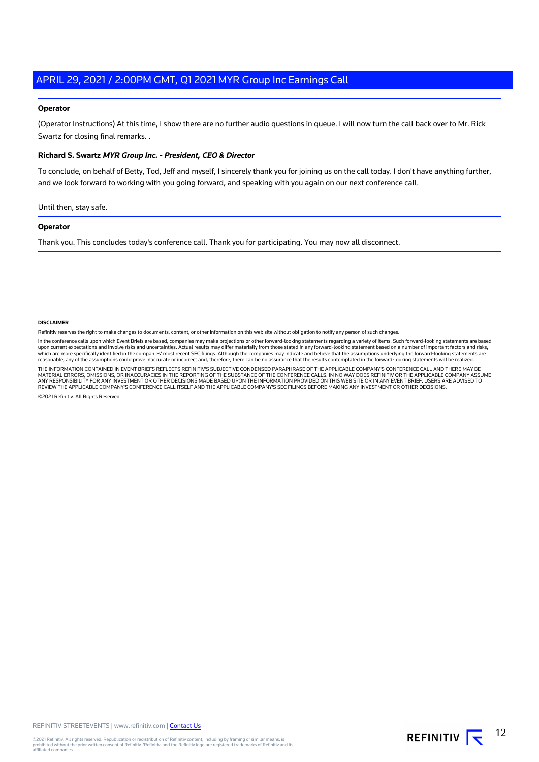**Operator**

(Operator Instructions) At this time, I show there are no further audio questions in queue. I will now turn the call back over to Mr. Rick Swartz for closing final remarks. .

**Richard S. Swartz** ***MYR Group Inc. - President, CEO & Director***

To conclude, on behalf of Betty, Tod, Jeff and myself, I sincerely thank you for joining us on the call today. I don't have anything further, and we look forward to working with you going forward, and speaking with you again on our next conference call.

Until then, stay safe.

**Operator**

Thank you. This concludes today's conference call. Thank you for participating. You may now all disconnect.

**DISCLAIMER**

Refinitiv reserves the right to make changes to documents, content, or other information on this web site without obligation to notify any person of such changes.

In the conference calls upon which Event Briefs are based, companies may make projections or other forward-looking statements regarding a variety of items. Such forward-looking statements are based upon current expectations and involve risks and uncertainties. Actual results may differ materially from those stated in any forward-looking statement based on a number of important factors and risks, which are more specifically identified in the companies' most recent SEC filings. Although the companies may indicate and believe that the assumptions underlying the forward-looking statements are reasonable, any of the assumptions could prove inaccurate or incorrect and, therefore, there can be no assurance that the results contemplated in the forward-looking statements will be realized.

THE INFORMATION CONTAINED IN EVENT BRIEFS REFLECTS REFINITIV'S SUBJECTIVE CONDENSED PARAPHRASE OF THE APPLICABLE COMPANY'S CONFERENCE CALL AND THERE MAY BE MATERIAL ERRORS, OMISSIONS, OR INACCURACIES IN THE REPORTING OF THE SUBSTANCE OF THE CONFERENCE CALLS. IN NO WAY DOES REFINITIV OR THE APPLICABLE COMPANY ASSUME ANY RESPONSIBILITY FOR ANY INVESTMENT OR OTHER DECISIONS MADE BASED UPON THE INFORMATION PROVIDED ON THIS WEB SITE OR IN ANY EVENT BRIEF. USERS ARE ADVISED TO REVIEW THE APPLICABLE COMPANY'S CONFERENCE CALL ITSELF AND THE APPLICABLE COMPANY'S SEC FILINGS BEFORE MAKING ANY INVESTMENT OR OTHER DECISIONS.

©2021 Refinitiv. All Rights Reserved.